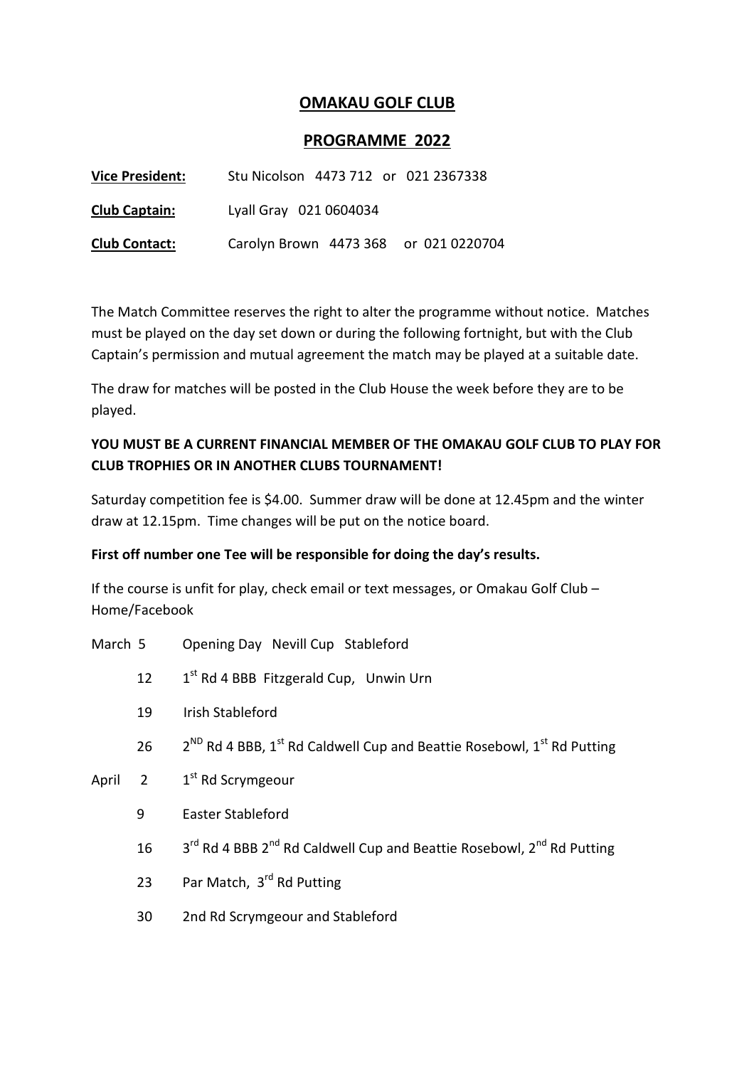# OMAKAU GOLF CLUB

## PROGRAMME 2022

**Vice President:** Stu Nicolson 4473 712 or 021 2367338

**Club Captain:** Lyall Gray 021 0604034

**Club Contact:** Carolyn Brown 4473 368 or 021 0220704

The Match Committee reserves the right to alter the programme without notice. Matches must be played on the day set down or during the following fortnight, but with the Club Captain's permission and mutual agreement the match may be played at a suitable date.

The draw for matches will be posted in the Club House the week before they are to be played.

**YOU MUST BE A CURRENT FINANCIAL MEMBER OF THE OMAKAU GOLF CLUB TO PLAY FOR CLUB TROPHIES OR IN ANOTHER CLUBS TOURNAMENT!**

Saturday competition fee is $4.00. Summer draw will be done at 12.45pm and the winter draw at 12.15pm. Time changes will be put on the notice board.

**First off number one Tee will be responsible for doing the day's results.**

If the course is unfit for play, check email or text messages, or Omakau Golf Club – Home/Facebook

| | | |
|---|---|---|
| March | 5 | Opening Day Nevill Cup Stableford |
| | 12 | 1st Rd 4 BBB Fitzgerald Cup, Unwin Urn |
| | 19 | Irish Stableford |
| | 26 | 2ND Rd 4 BBB, 1st Rd Caldwell Cup and Beattie Rosebowl, 1st Rd Putting |
| April | 2 | 1st Rd Scrymgeour |
| | 9 | Easter Stableford |
| | 16 | 3rd Rd 4 BBB 2nd Rd Caldwell Cup and Beattie Rosebowl, 2nd Rd Putting |
| | 23 | Par Match, 3rd Rd Putting |
| | 30 | 2nd Rd Scrymgeour and Stableford |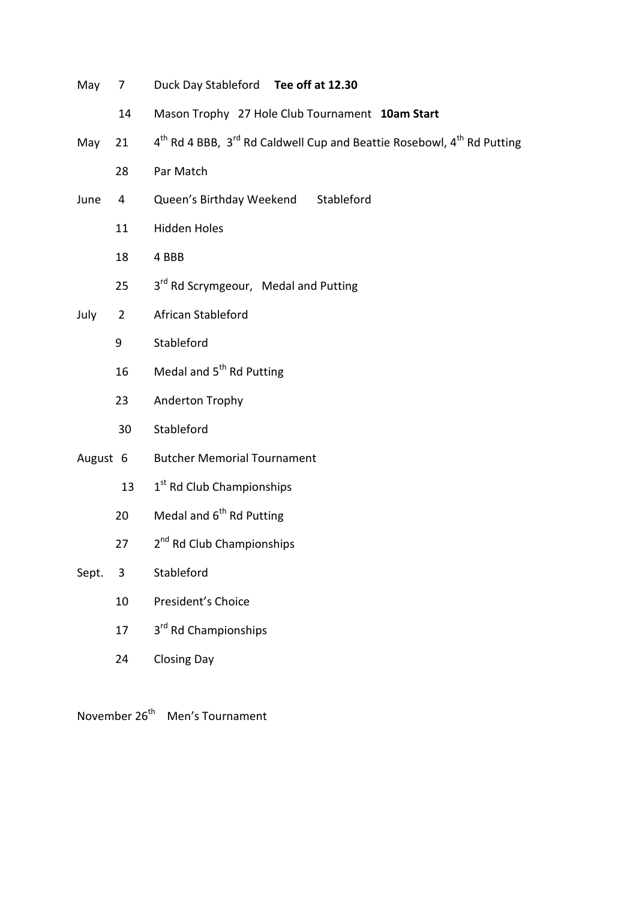| | | |
|---|---|---|
| May | 7 | Duck Day Stableford **Tee off at 12.30** |
| | 14 | Mason Trophy 27 Hole Club Tournament **10am Start** |
| May | 21 | 4th Rd 4 BBB, 3rd Rd Caldwell Cup and Beattie Rosebowl, 4th Rd Putting |
| | 28 | Par Match |
| June | 4 | Queen's Birthday Weekend Stableford |
| | 11 | Hidden Holes |
| | 18 | 4 BBB |
| | 25 | 3rd Rd Scrymgeour, Medal and Putting |
| July | 2 | African Stableford |
| | 9 | Stableford |
| | 16 | Medal and 5th Rd Putting |
| | 23 | Anderton Trophy |
| | 30 | Stableford |
| August | 6 | Butcher Memorial Tournament |
| | 13 | 1st Rd Club Championships |
| | 20 | Medal and 6th Rd Putting |
| | 27 | 2nd Rd Club Championships |
| Sept. | 3 | Stableford |
| | 10 | President's Choice |
| | 17 | 3rd Rd Championships |
| | 24 | Closing Day |

November 26th Men's Tournament